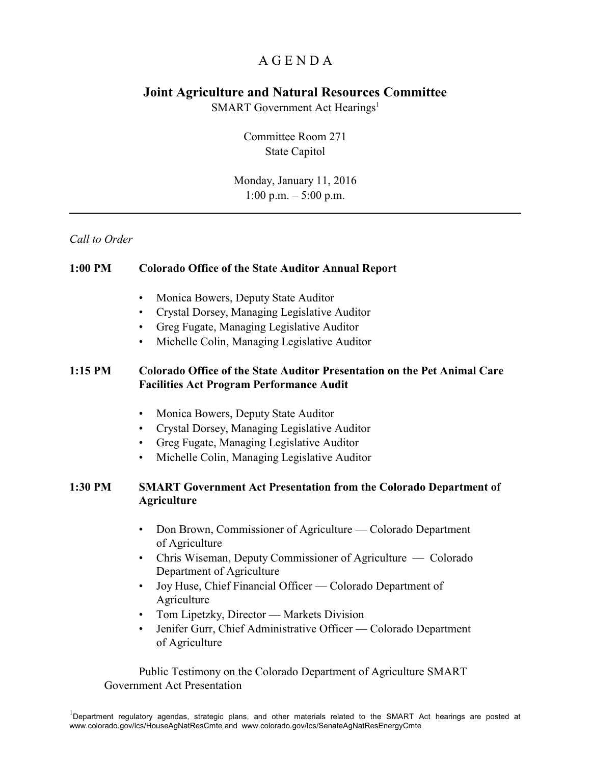# A G E N D A

## Joint Agriculture and Natural Resources Committee

SMART Government Act Hearings[1]

Committee Room 271
State Capitol

Monday, January 11, 2016
1:00 p.m. – 5:00 p.m.

---

*Call to Order*

**1:00 PM Colorado Office of the State Auditor Annual Report**

- Monica Bowers, Deputy State Auditor
- Crystal Dorsey, Managing Legislative Auditor
- Greg Fugate, Managing Legislative Auditor
- Michelle Colin, Managing Legislative Auditor

**1:15 PM Colorado Office of the State Auditor Presentation on the Pet Animal Care Facilities Act Program Performance Audit**

- Monica Bowers, Deputy State Auditor
- Crystal Dorsey, Managing Legislative Auditor
- Greg Fugate, Managing Legislative Auditor
- Michelle Colin, Managing Legislative Auditor

**1:30 PM SMART Government Act Presentation from the Colorado Department of Agriculture**

- Don Brown, Commissioner of Agriculture — Colorado Department of Agriculture
- Chris Wiseman, Deputy Commissioner of Agriculture — Colorado Department of Agriculture
- Joy Huse, Chief Financial Officer — Colorado Department of Agriculture
- Tom Lipetzky, Director — Markets Division
- Jenifer Gurr, Chief Administrative Officer — Colorado Department of Agriculture

Public Testimony on the Colorado Department of Agriculture SMART Government Act Presentation

---

[1] Department regulatory agendas, strategic plans, and other materials related to the SMART Act hearings are posted at www.colorado.gov/lcs/HouseAgNatResCmte and www.colorado.gov/lcs/SenateAgNatResEnergyCmte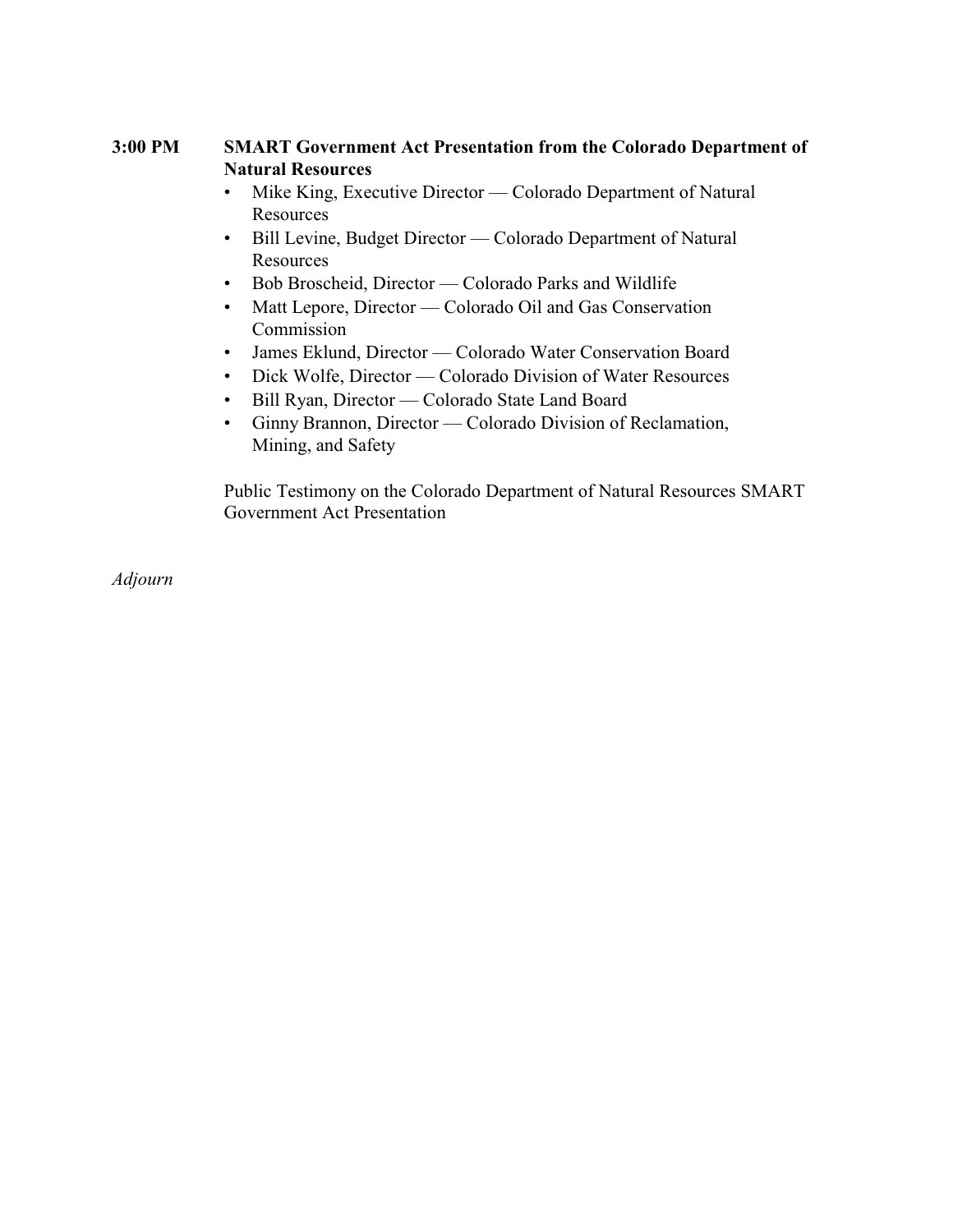**3:00 PM** **SMART Government Act Presentation from the Colorado Department of Natural Resources**

- Mike King, Executive Director — Colorado Department of Natural Resources
- Bill Levine, Budget Director — Colorado Department of Natural Resources
- Bob Broscheid, Director — Colorado Parks and Wildlife
- Matt Lepore, Director — Colorado Oil and Gas Conservation Commission
- James Eklund, Director — Colorado Water Conservation Board
- Dick Wolfe, Director — Colorado Division of Water Resources
- Bill Ryan, Director — Colorado State Land Board
- Ginny Brannon, Director — Colorado Division of Reclamation, Mining, and Safety

Public Testimony on the Colorado Department of Natural Resources SMART Government Act Presentation

*Adjourn*